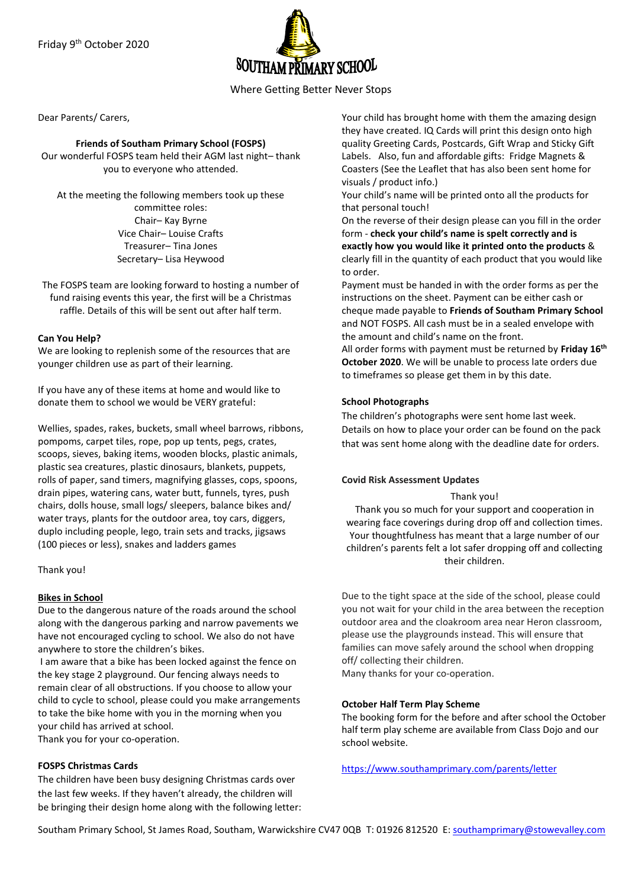Friday 9th October 2020

# SOUTHAM PRIMARY SCHOOL

Where Getting Better Never Stops

Dear Parents/ Carers,

**Friends of Southam Primary School (FOSPS)**

Our wonderful FOSPS team held their AGM last night– thank you to everyone who attended.

At the meeting the following members took up these committee roles:
Chair– Kay Byrne
Vice Chair– Louise Crafts
Treasurer– Tina Jones
Secretary– Lisa Heywood

The FOSPS team are looking forward to hosting a number of fund raising events this year, the first will be a Christmas raffle. Details of this will be sent out after half term.

**Can You Help?**

We are looking to replenish some of the resources that are younger children use as part of their learning.

If you have any of these items at home and would like to donate them to school we would be VERY grateful:

Wellies, spades, rakes, buckets, small wheel barrows, ribbons, pompoms, carpet tiles, rope, pop up tents, pegs, crates, scoops, sieves, baking items, wooden blocks, plastic animals, plastic sea creatures, plastic dinosaurs, blankets, puppets, rolls of paper, sand timers, magnifying glasses, cops, spoons, drain pipes, watering cans, water butt, funnels, tyres, push chairs, dolls house, small logs/ sleepers, balance bikes and/ water trays, plants for the outdoor area, toy cars, diggers, duplo including people, lego, train sets and tracks, jigsaws (100 pieces or less), snakes and ladders games

Thank you!

**Bikes in School**

Due to the dangerous nature of the roads around the school along with the dangerous parking and narrow pavements we have not encouraged cycling to school. We also do not have anywhere to store the children's bikes.

I am aware that a bike has been locked against the fence on the key stage 2 playground. Our fencing always needs to remain clear of all obstructions. If you choose to allow your child to cycle to school, please could you make arrangements to take the bike home with you in the morning when you your child has arrived at school.

Thank you for your co-operation.

**FOSPS Christmas Cards**

The children have been busy designing Christmas cards over the last few weeks. If they haven't already, the children will be bringing their design home along with the following letter:

Your child has brought home with them the amazing design they have created. IQ Cards will print this design onto high quality Greeting Cards, Postcards, Gift Wrap and Sticky Gift Labels. Also, fun and affordable gifts: Fridge Magnets & Coasters (See the Leaflet that has also been sent home for visuals / product info.)

Your child's name will be printed onto all the products for that personal touch!

On the reverse of their design please can you fill in the order form - **check your child's name is spelt correctly and is exactly how you would like it printed onto the products** & clearly fill in the quantity of each product that you would like to order.

Payment must be handed in with the order forms as per the instructions on the sheet. Payment can be either cash or cheque made payable to **Friends of Southam Primary School** and NOT FOSPS. All cash must be in a sealed envelope with the amount and child's name on the front.

All order forms with payment must be returned by **Friday 16th October 2020**. We will be unable to process late orders due to timeframes so please get them in by this date.

**School Photographs**

The children's photographs were sent home last week. Details on how to place your order can be found on the pack that was sent home along with the deadline date for orders.

**Covid Risk Assessment Updates**

Thank you!

Thank you so much for your support and cooperation in wearing face coverings during drop off and collection times. Your thoughtfulness has meant that a large number of our children's parents felt a lot safer dropping off and collecting their children.

Due to the tight space at the side of the school, please could you not wait for your child in the area between the reception outdoor area and the cloakroom area near Heron classroom, please use the playgrounds instead. This will ensure that families can move safely around the school when dropping off/ collecting their children.

Many thanks for your co-operation.

**October Half Term Play Scheme**

The booking form for the before and after school the October half term play scheme are available from Class Dojo and our school website.

https://www.southamprimary.com/parents/letter

Southam Primary School, St James Road, Southam, Warwickshire CV47 0QB T: 01926 812520 E: southamprimary@stowevalley.com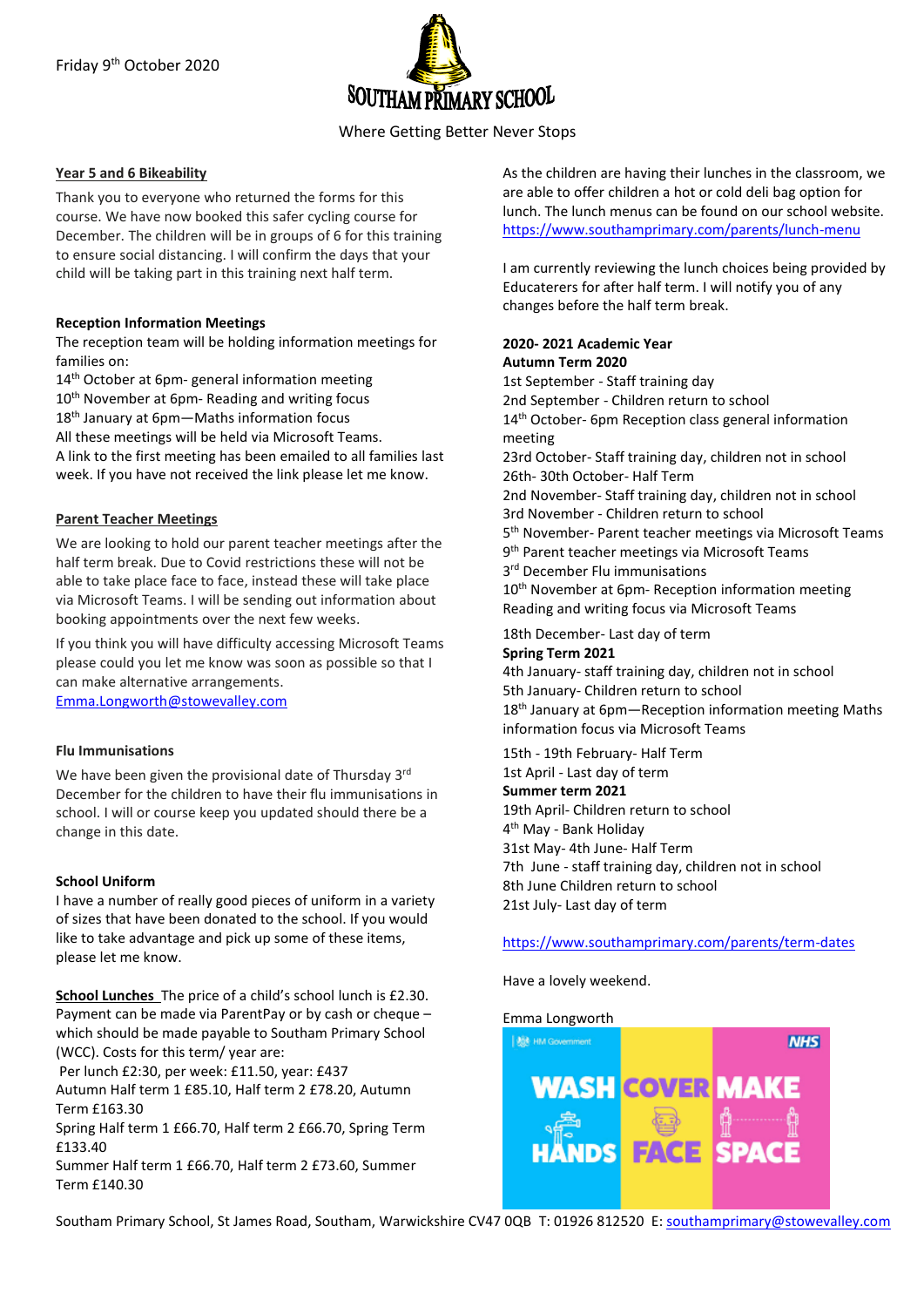Friday 9th October 2020

# SOUTHAM PRIMARY SCHOOL

Where Getting Better Never Stops

## Year 5 and 6 Bikeability

Thank you to everyone who returned the forms for this course. We have now booked this safer cycling course for December. The children will be in groups of 6 for this training to ensure social distancing. I will confirm the days that your child will be taking part in this training next half term.

## Reception Information Meetings

The reception team will be holding information meetings for families on:

14th October at 6pm- general information meeting
10th November at 6pm- Reading and writing focus
18th January at 6pm—Maths information focus
All these meetings will be held via Microsoft Teams.
A link to the first meeting has been emailed to all families last week. If you have not received the link please let me know.

## Parent Teacher Meetings

We are looking to hold our parent teacher meetings after the half term break. Due to Covid restrictions these will not be able to take place face to face, instead these will take place via Microsoft Teams. I will be sending out information about booking appointments over the next few weeks.

If you think you will have difficulty accessing Microsoft Teams please could you let me know was soon as possible so that I can make alternative arrangements.
Emma.Longworth@stowevalley.com

## Flu Immunisations

We have been given the provisional date of Thursday 3rd December for the children to have their flu immunisations in school. I will or course keep you updated should there be a change in this date.

## School Uniform

I have a number of really good pieces of uniform in a variety of sizes that have been donated to the school. If you would like to take advantage and pick up some of these items, please let me know.

**School Lunches** The price of a child's school lunch is £2.30. Payment can be made via ParentPay or by cash or cheque – which should be made payable to Southam Primary School (WCC). Costs for this term/ year are:

Per lunch £2:30, per week: £11.50, year: £437
Autumn Half term 1 £85.10, Half term 2 £78.20, Autumn Term £163.30
Spring Half term 1 £66.70, Half term 2 £66.70, Spring Term £133.40
Summer Half term 1 £66.70, Half term 2 £73.60, Summer Term £140.30

As the children are having their lunches in the classroom, we are able to offer children a hot or cold deli bag option for lunch. The lunch menus can be found on our school website. https://www.southamprimary.com/parents/lunch-menu

I am currently reviewing the lunch choices being provided by Educaterers for after half term. I will notify you of any changes before the half term break.

## 2020- 2021 Academic Year

**Autumn Term 2020**

1st September - Staff training day
2nd September - Children return to school
14th October- 6pm Reception class general information meeting
23rd October- Staff training day, children not in school
26th- 30th October- Half Term
2nd November- Staff training day, children not in school
3rd November - Children return to school
5th November- Parent teacher meetings via Microsoft Teams
9th Parent teacher meetings via Microsoft Teams
3rd December Flu immunisations
10th November at 6pm- Reception information meeting Reading and writing focus via Microsoft Teams
18th December- Last day of term

**Spring Term 2021**

4th January- staff training day, children not in school
5th January- Children return to school
18th January at 6pm—Reception information meeting Maths information focus via Microsoft Teams
15th - 19th February- Half Term
1st April - Last day of term

**Summer term 2021**

19th April- Children return to school
4th May - Bank Holiday
31st May- 4th June- Half Term
7th June - staff training day, children not in school
8th June Children return to school
21st July- Last day of term

https://www.southamprimary.com/parents/term-dates

Have a lovely weekend.

Emma Longworth

HM Government NHS
WASH HANDS COVER FACE MAKE SPACE

Southam Primary School, St James Road, Southam, Warwickshire CV47 0QB T: 01926 812520 E: southamprimary@stowevalley.com